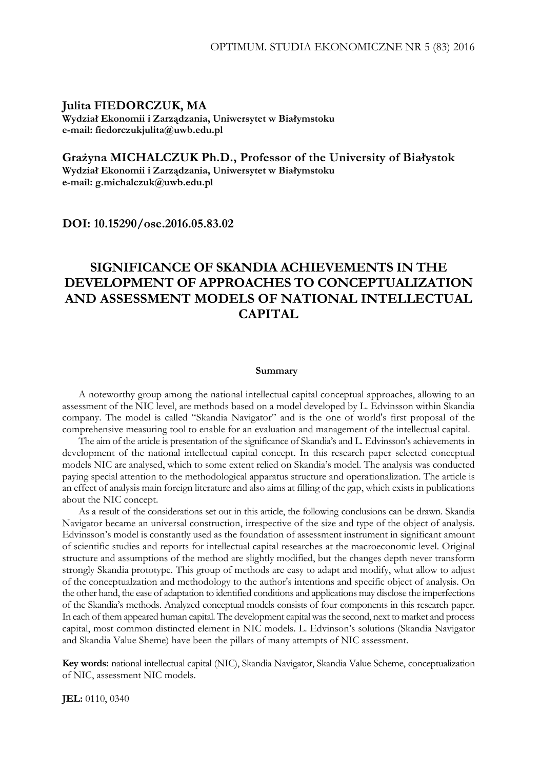**Julita FIEDORCZUK, MA**
**Wydział Ekonomii i Zarządzania, Uniwersytet w Białymstoku**
**e-mail: fiedorczukjulita@uwb.edu.pl**

**Grażyna MICHALCZUK Ph.D., Professor of the University of Białystok**
**Wydział Ekonomii i Zarządzania, Uniwersytet w Białymstoku**
**e-mail: g.michalczuk@uwb.edu.pl**

**DOI: 10.15290/ose.2016.05.83.02**

# SIGNIFICANCE OF SKANDIA ACHIEVEMENTS IN THE DEVELOPMENT OF APPROACHES TO CONCEPTUALIZATION AND ASSESSMENT MODELS OF NATIONAL INTELLECTUAL CAPITAL

## Summary

A noteworthy group among the national intellectual capital conceptual approaches, allowing to an assessment of the NIC level, are methods based on a model developed by L. Edvinsson within Skandia company. The model is called "Skandia Navigator" and is the one of world's first proposal of the comprehensive measuring tool to enable for an evaluation and management of the intellectual capital.

The aim of the article is presentation of the significance of Skandia's and L. Edvinsson's achievements in development of the national intellectual capital concept. In this research paper selected conceptual models NIC are analysed, which to some extent relied on Skandia's model. The analysis was conducted paying special attention to the methodological apparatus structure and operationalization. The article is an effect of analysis main foreign literature and also aims at filling of the gap, which exists in publications about the NIC concept.

As a result of the considerations set out in this article, the following conclusions can be drawn. Skandia Navigator became an universal construction, irrespective of the size and type of the object of analysis. Edvinsson's model is constantly used as the foundation of assessment instrument in significant amount of scientific studies and reports for intellectual capital researches at the macroeconomic level. Original structure and assumptions of the method are slightly modified, but the changes depth never transform strongly Skandia prototype. This group of methods are easy to adapt and modify, what allow to adjust of the conceptualzation and methodology to the author's intentions and specific object of analysis. On the other hand, the ease of adaptation to identified conditions and applications may disclose the imperfections of the Skandia's methods. Analyzed conceptual models consists of four components in this research paper. In each of them appeared human capital. The development capital was the second, next to market and process capital, most common distincted element in NIC models. L. Edvinson's solutions (Skandia Navigator and Skandia Value Sheme) have been the pillars of many attempts of NIC assessment.

**Key words:** national intellectual capital (NIC), Skandia Navigator, Skandia Value Scheme, conceptualization of NIC, assessment NIC models.

**JEL:** 0110, 0340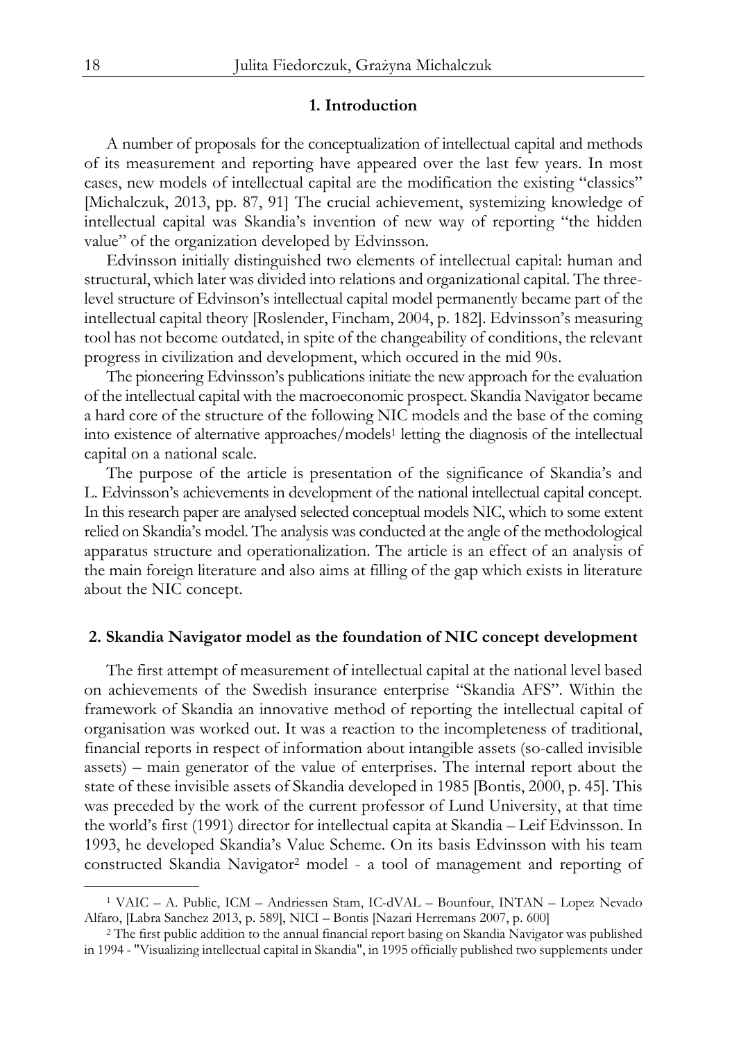## 1. Introduction

A number of proposals for the conceptualization of intellectual capital and methods of its measurement and reporting have appeared over the last few years. In most cases, new models of intellectual capital are the modification the existing "classics" [Michalczuk, 2013, pp. 87, 91] The crucial achievement, systemizing knowledge of intellectual capital was Skandia's invention of new way of reporting "the hidden value" of the organization developed by Edvinsson.

Edvinsson initially distinguished two elements of intellectual capital: human and structural, which later was divided into relations and organizational capital. The three-level structure of Edvinson's intellectual capital model permanently became part of the intellectual capital theory [Roslender, Fincham, 2004, p. 182]. Edvinsson's measuring tool has not become outdated, in spite of the changeability of conditions, the relevant progress in civilization and development, which occured in the mid 90s.

The pioneering Edvinsson's publications initiate the new approach for the evaluation of the intellectual capital with the macroeconomic prospect. Skandia Navigator became a hard core of the structure of the following NIC models and the base of the coming into existence of alternative approaches/models[1] letting the diagnosis of the intellectual capital on a national scale.

The purpose of the article is presentation of the significance of Skandia's and L. Edvinsson's achievements in development of the national intellectual capital concept. In this research paper are analysed selected conceptual models NIC, which to some extent relied on Skandia's model. The analysis was conducted at the angle of the methodological apparatus structure and operationalization. The article is an effect of an analysis of the main foreign literature and also aims at filling of the gap which exists in literature about the NIC concept.

## 2. Skandia Navigator model as the foundation of NIC concept development

The first attempt of measurement of intellectual capital at the national level based on achievements of the Swedish insurance enterprise "Skandia AFS". Within the framework of Skandia an innovative method of reporting the intellectual capital of organisation was worked out. It was a reaction to the incompleteness of traditional, financial reports in respect of information about intangible assets (so-called invisible assets) – main generator of the value of enterprises. The internal report about the state of these invisible assets of Skandia developed in 1985 [Bontis, 2000, p. 45]. This was preceded by the work of the current professor of Lund University, at that time the world's first (1991) director for intellectual capita at Skandia – Leif Edvinsson. In 1993, he developed Skandia's Value Scheme. On its basis Edvinsson with his team constructed Skandia Navigator[2] model - a tool of management and reporting of

[1] VAIC – A. Public, ICM – Andriessen Stam, IC-dVAL – Bounfour, INTAN – Lopez Nevado Alfaro, [Labra Sanchez 2013, p. 589], NICI – Bontis [Nazari Herremans 2007, p. 600]

[2] The first public addition to the annual financial report basing on Skandia Navigator was published in 1994 - "Visualizing intellectual capital in Skandia", in 1995 officially published two supplements under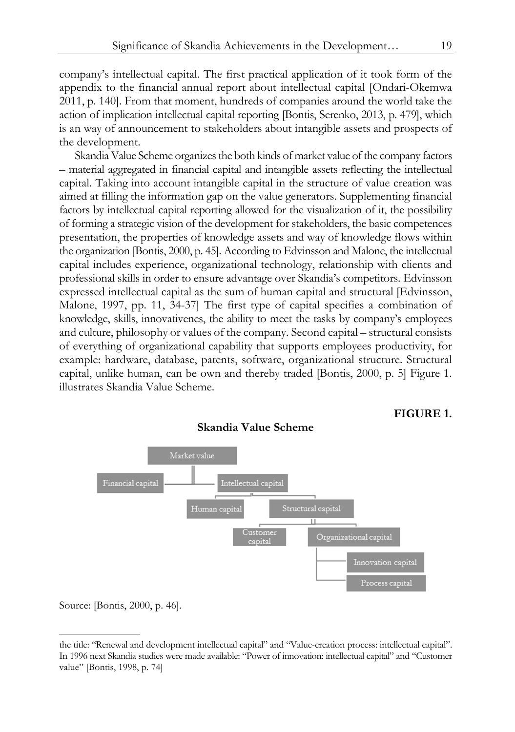company's intellectual capital. The first practical application of it took form of the appendix to the financial annual report about intellectual capital [Ondari-Okemwa 2011, p. 140]. From that moment, hundreds of companies around the world take the action of implication intellectual capital reporting [Bontis, Serenko, 2013, p. 479], which is an way of announcement to stakeholders about intangible assets and prospects of the development.

Skandia Value Scheme organizes the both kinds of market value of the company factors – material aggregated in financial capital and intangible assets reflecting the intellectual capital. Taking into account intangible capital in the structure of value creation was aimed at filling the information gap on the value generators. Supplementing financial factors by intellectual capital reporting allowed for the visualization of it, the possibility of forming a strategic vision of the development for stakeholders, the basic competences presentation, the properties of knowledge assets and way of knowledge flows within the organization [Bontis, 2000, p. 45]. According to Edvinsson and Malone, the intellectual capital includes experience, organizational technology, relationship with clients and professional skills in order to ensure advantage over Skandia's competitors. Edvinsson expressed intellectual capital as the sum of human capital and structural [Edvinsson, Malone, 1997, pp. 11, 34-37] The first type of capital specifies a combination of knowledge, skills, innovativenes, the ability to meet the tasks by company's employees and culture, philosophy or values of the company. Second capital – structural consists of everything of organizational capability that supports employees productivity, for example: hardware, database, patents, software, organizational structure. Structural capital, unlike human, can be own and thereby traded [Bontis, 2000, p. 5] Figure 1. illustrates Skandia Value Scheme.

**FIGURE 1.**

**Skandia Value Scheme**

- Market value
  - Financial capital
  - Intellectual capital
    - Human capital
    - Structural capital
      - Customer capital
      - Organizational capital
        - Innovation capital
        - Process capital

Source: [Bontis, 2000, p. 46].

---

the title: "Renewal and development intellectual capital" and "Value-creation process: intellectual capital". In 1996 next Skandia studies were made available: "Power of innovation: intellectual capital" and "Customer value" [Bontis, 1998, p. 74]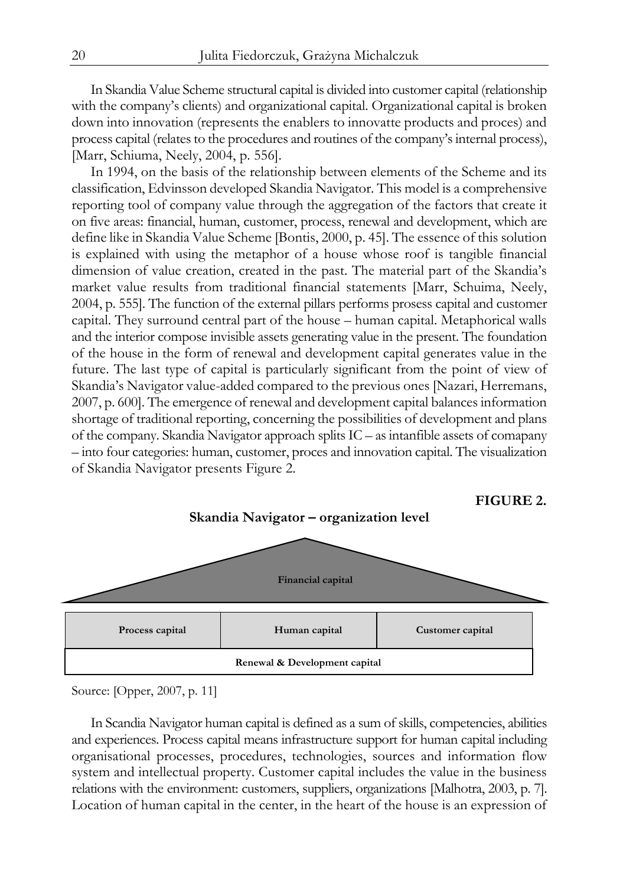In Skandia Value Scheme structural capital is divided into customer capital (relationship with the company's clients) and organizational capital. Organizational capital is broken down into innovation (represents the enablers to innovatte products and proces) and process capital (relates to the procedures and routines of the company's internal process), [Marr, Schiuma, Neely, 2004, p. 556].

In 1994, on the basis of the relationship between elements of the Scheme and its classification, Edvinsson developed Skandia Navigator. This model is a comprehensive reporting tool of company value through the aggregation of the factors that create it on five areas: financial, human, customer, process, renewal and development, which are define like in Skandia Value Scheme [Bontis, 2000, p. 45]. The essence of this solution is explained with using the metaphor of a house whose roof is tangible financial dimension of value creation, created in the past. The material part of the Skandia's market value results from traditional financial statements [Marr, Schuima, Neely, 2004, p. 555]. The function of the external pillars performs prosess capital and customer capital. They surround central part of the house – human capital. Metaphorical walls and the interior compose invisible assets generating value in the present. The foundation of the house in the form of renewal and development capital generates value in the future. The last type of capital is particularly significant from the point of view of Skandia's Navigator value-added compared to the previous ones [Nazari, Herremans, 2007, p. 600]. The emergence of renewal and development capital balances information shortage of traditional reporting, concerning the possibilities of development and plans of the company. Skandia Navigator approach splits IC – as intanfible assets of comapany – into four categories: human, customer, proces and innovation capital. The visualization of Skandia Navigator presents Figure 2.

**FIGURE 2.**

**Skandia Navigator – organization level**

| Financial capital | | |
|---|---|---|
| **Process capital** | **Human capital** | **Customer capital** |
| **Renewal & Development capital** | | |

Source: [Opper, 2007, p. 11]

In Scandia Navigator human capital is defined as a sum of skills, competencies, abilities and experiences. Process capital means infrastructure support for human capital including organisational processes, procedures, technologies, sources and information flow system and intellectual property. Customer capital includes the value in the business relations with the environment: customers, suppliers, organizations [Malhotra, 2003, p. 7]. Location of human capital in the center, in the heart of the house is an expression of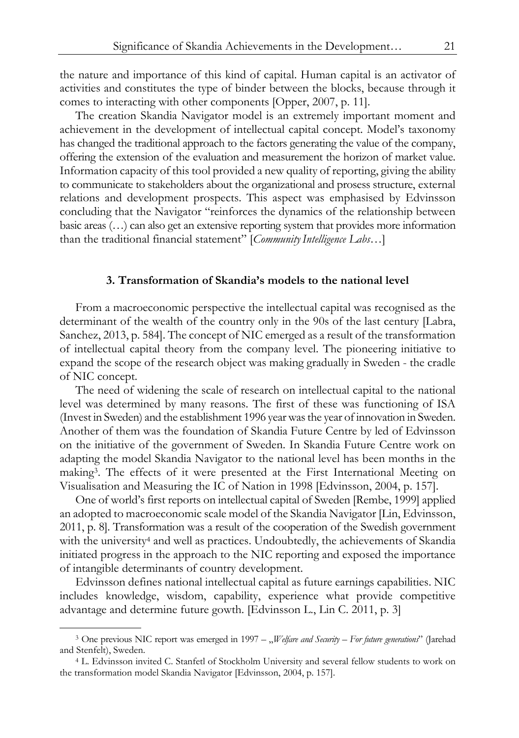the nature and importance of this kind of capital. Human capital is an activator of activities and constitutes the type of binder between the blocks, because through it comes to interacting with other components [Opper, 2007, p. 11].

The creation Skandia Navigator model is an extremely important moment and achievement in the development of intellectual capital concept. Model's taxonomy has changed the traditional approach to the factors generating the value of the company, offering the extension of the evaluation and measurement the horizon of market value. Information capacity of this tool provided a new quality of reporting, giving the ability to communicate to stakeholders about the organizational and prosess structure, external relations and development prospects. This aspect was emphasised by Edvinsson concluding that the Navigator "reinforces the dynamics of the relationship between basic areas (…) can also get an extensive reporting system that provides more information than the traditional financial statement" [*Community Intelligence Labs*…]

### 3. Transformation of Skandia's models to the national level

From a macroeconomic perspective the intellectual capital was recognised as the determinant of the wealth of the country only in the 90s of the last century [Labra, Sanchez, 2013, p. 584]. The concept of NIC emerged as a result of the transformation of intellectual capital theory from the company level. The pioneering initiative to expand the scope of the research object was making gradually in Sweden - the cradle of NIC concept.

The need of widening the scale of research on intellectual capital to the national level was determined by many reasons. The first of these was functioning of ISA (Invest in Sweden) and the establishment 1996 year was the year of innovation in Sweden. Another of them was the foundation of Skandia Future Centre by led of Edvinsson on the initiative of the government of Sweden. In Skandia Future Centre work on adapting the model Skandia Navigator to the national level has been months in the making[3]. The effects of it were presented at the First International Meeting on Visualisation and Measuring the IC of Nation in 1998 [Edvinsson, 2004, p. 157].

One of world's first reports on intellectual capital of Sweden [Rembe, 1999] applied an adopted to macroeconomic scale model of the Skandia Navigator [Lin, Edvinsson, 2011, p. 8]. Transformation was a result of the cooperation of the Swedish government with the university[4] and well as practices. Undoubtedly, the achievements of Skandia initiated progress in the approach to the NIC reporting and exposed the importance of intangible determinants of country development.

Edvinsson defines national intellectual capital as future earnings capabilities. NIC includes knowledge, wisdom, capability, experience what provide competitive advantage and determine future gowth. [Edvinsson L., Lin C. 2011, p. 3]

---

[3] One previous NIC report was emerged in 1997 – „*Welfare and Security – For future generations*" (Jarehad and Stenfelt), Sweden.

[4] L. Edvinsson invited C. Stanfetl of Stockholm University and several fellow students to work on the transformation model Skandia Navigator [Edvinsson, 2004, p. 157].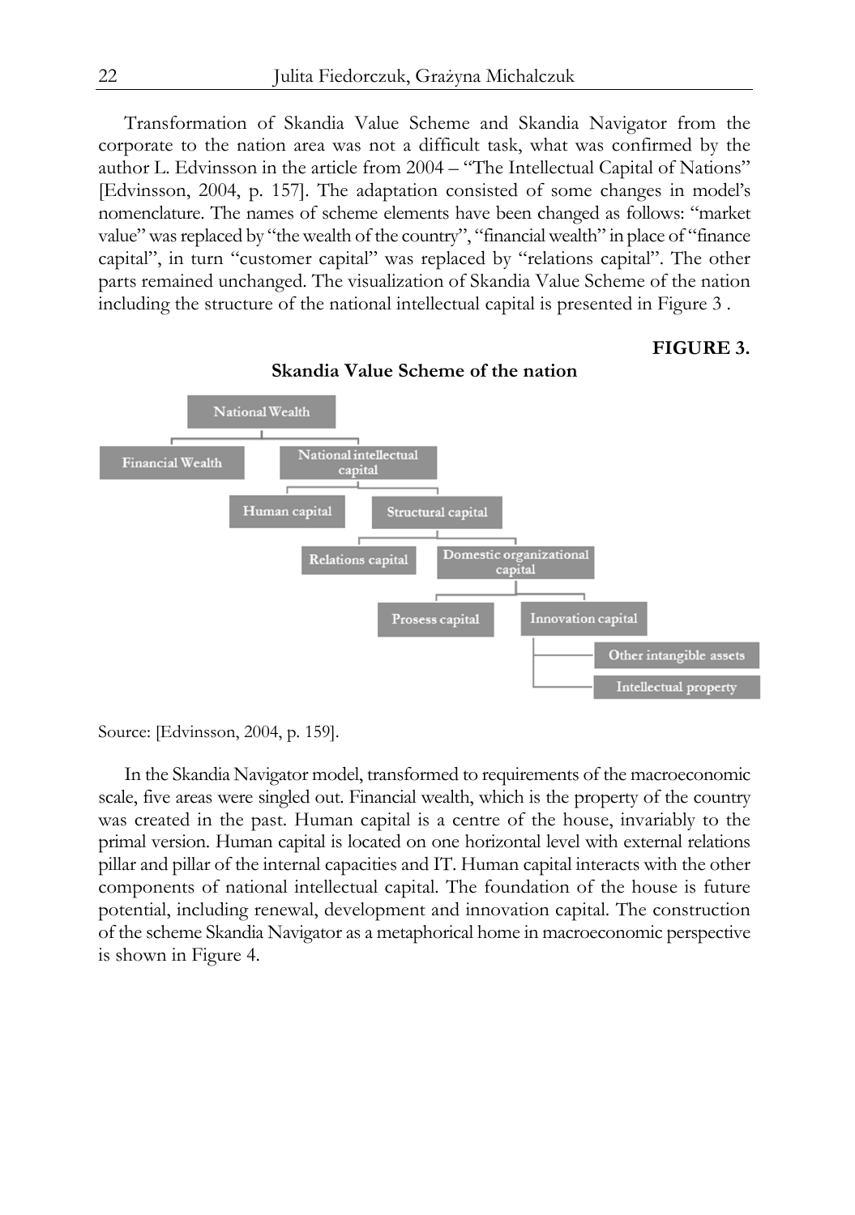Transformation of Skandia Value Scheme and Skandia Navigator from the corporate to the nation area was not a difficult task, what was confirmed by the author L. Edvinsson in the article from 2004 – "The Intellectual Capital of Nations" [Edvinsson, 2004, p. 157]. The adaptation consisted of some changes in model's nomenclature. The names of scheme elements have been changed as follows: "market value" was replaced by "the wealth of the country", "financial wealth" in place of "finance capital", in turn "customer capital" was replaced by "relations capital". The other parts remained unchanged. The visualization of Skandia Value Scheme of the nation including the structure of the national intellectual capital is presented in Figure 3 .

**FIGURE 3.**

**Skandia Value Scheme of the nation**

- National Wealth
  - Financial Wealth
  - National intellectual capital
    - Human capital
    - Structural capital
      - Relations capital
      - Domestic organizational capital
        - Prosess capital
        - Innovation capital
          - Other intangible assets
          - Intellectual property

Source: [Edvinsson, 2004, p. 159].

In the Skandia Navigator model, transformed to requirements of the macroeconomic scale, five areas were singled out. Financial wealth, which is the property of the country was created in the past. Human capital is a centre of the house, invariably to the primal version. Human capital is located on one horizontal level with external relations pillar and pillar of the internal capacities and IT. Human capital interacts with the other components of national intellectual capital. The foundation of the house is future potential, including renewal, development and innovation capital. The construction of the scheme Skandia Navigator as a metaphorical home in macroeconomic perspective is shown in Figure 4.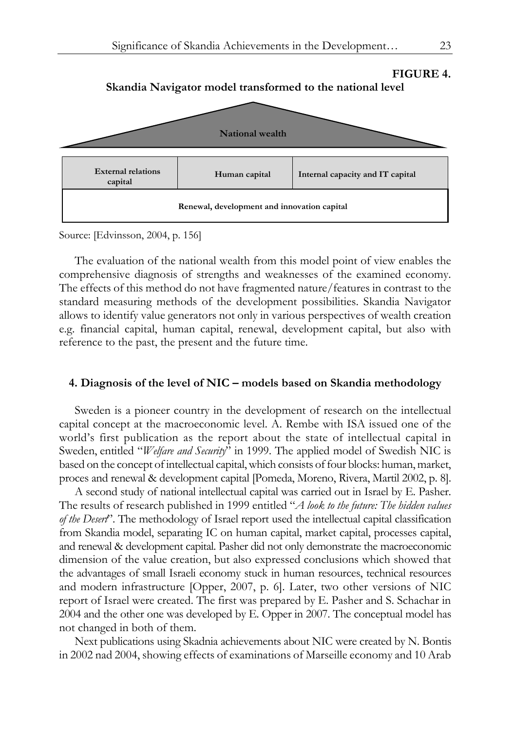**FIGURE 4.**

**Skandia Navigator model transformed to the national level**

| National wealth | | |
|---|---|---|
| **External relations capital** | **Human capital** | **Internal capacity and IT capital** |
| **Renewal, development and innovation capital** | | |

Source: [Edvinsson, 2004, p. 156]

The evaluation of the national wealth from this model point of view enables the comprehensive diagnosis of strengths and weaknesses of the examined economy. The effects of this method do not have fragmented nature/features in contrast to the standard measuring methods of the development possibilities. Skandia Navigator allows to identify value generators not only in various perspectives of wealth creation e.g. financial capital, human capital, renewal, development capital, but also with reference to the past, the present and the future time.

## 4. Diagnosis of the level of NIC – models based on Skandia methodology

Sweden is a pioneer country in the development of research on the intellectual capital concept at the macroeconomic level. A. Rembe with ISA issued one of the world's first publication as the report about the state of intellectual capital in Sweden, entitled "*Welfare and Security*" in 1999. The applied model of Swedish NIC is based on the concept of intellectual capital, which consists of four blocks: human, market, proces and renewal & development capital [Pomeda, Moreno, Rivera, Martil 2002, p. 8].

A second study of national intellectual capital was carried out in Israel by E. Pasher. The results of research published in 1999 entitled "*A look to the future: The hidden values of the Desert*". The methodology of Israel report used the intellectual capital classification from Skandia model, separating IC on human capital, market capital, processes capital, and renewal & development capital. Pasher did not only demonstrate the macroeconomic dimension of the value creation, but also expressed conclusions which showed that the advantages of small Israeli economy stuck in human resources, technical resources and modern infrastructure [Opper, 2007, p. 6]. Later, two other versions of NIC report of Israel were created. The first was prepared by E. Pasher and S. Schachar in 2004 and the other one was developed by E. Opper in 2007. The conceptual model has not changed in both of them.

Next publications using Skadnia achievements about NIC were created by N. Bontis in 2002 nad 2004, showing effects of examinations of Marseille economy and 10 Arab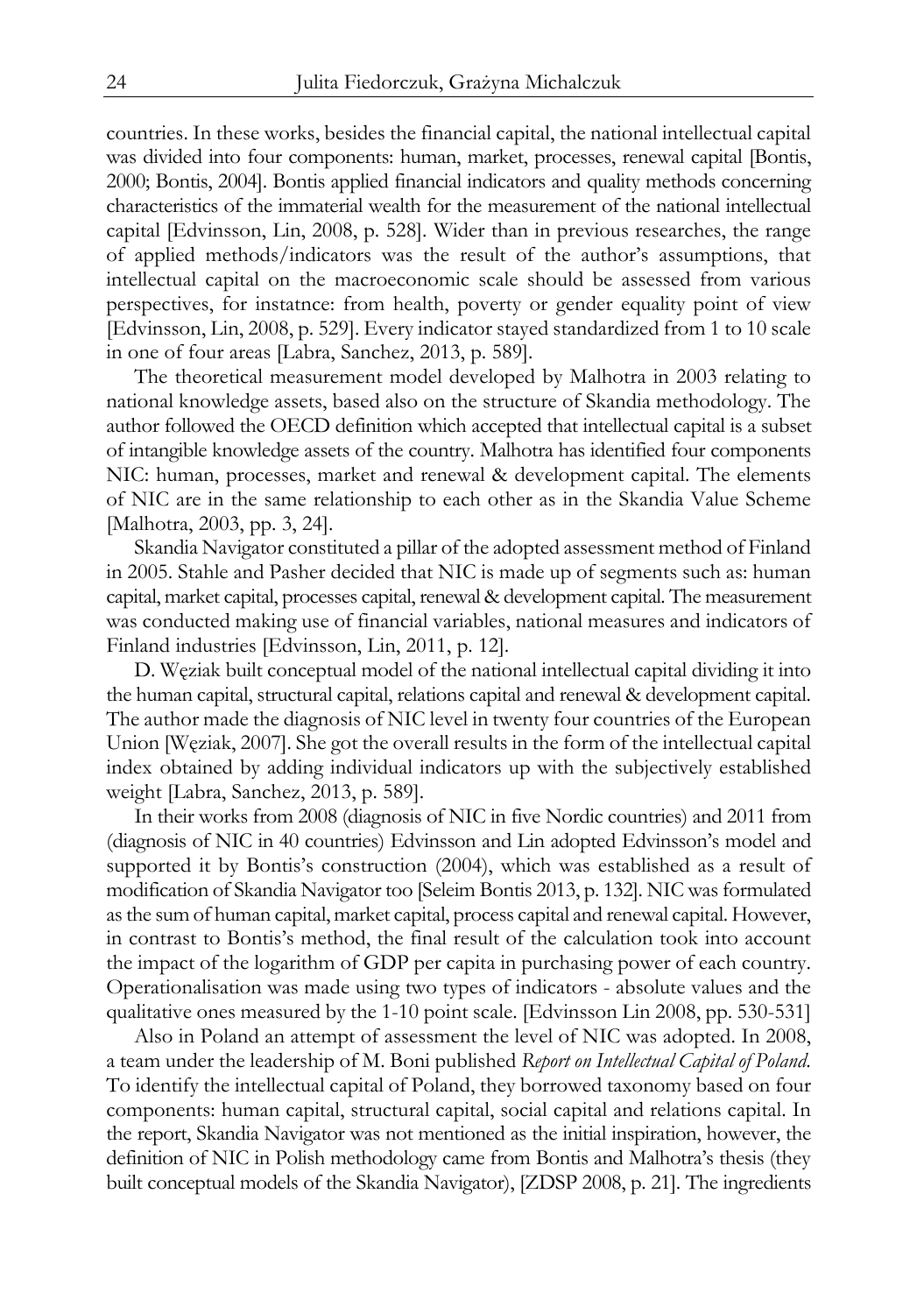countries. In these works, besides the financial capital, the national intellectual capital was divided into four components: human, market, processes, renewal capital [Bontis, 2000; Bontis, 2004]. Bontis applied financial indicators and quality methods concerning characteristics of the immaterial wealth for the measurement of the national intellectual capital [Edvinsson, Lin, 2008, p. 528]. Wider than in previous researches, the range of applied methods/indicators was the result of the author's assumptions, that intellectual capital on the macroeconomic scale should be assessed from various perspectives, for instatnce: from health, poverty or gender equality point of view [Edvinsson, Lin, 2008, p. 529]. Every indicator stayed standardized from 1 to 10 scale in one of four areas [Labra, Sanchez, 2013, p. 589].

The theoretical measurement model developed by Malhotra in 2003 relating to national knowledge assets, based also on the structure of Skandia methodology. The author followed the OECD definition which accepted that intellectual capital is a subset of intangible knowledge assets of the country. Malhotra has identified four components NIC: human, processes, market and renewal & development capital. The elements of NIC are in the same relationship to each other as in the Skandia Value Scheme [Malhotra, 2003, pp. 3, 24].

Skandia Navigator constituted a pillar of the adopted assessment method of Finland in 2005. Stahle and Pasher decided that NIC is made up of segments such as: human capital, market capital, processes capital, renewal & development capital. The measurement was conducted making use of financial variables, national measures and indicators of Finland industries [Edvinsson, Lin, 2011, p. 12].

D. Węziak built conceptual model of the national intellectual capital dividing it into the human capital, structural capital, relations capital and renewal & development capital. The author made the diagnosis of NIC level in twenty four countries of the European Union [Węziak, 2007]. She got the overall results in the form of the intellectual capital index obtained by adding individual indicators up with the subjectively established weight [Labra, Sanchez, 2013, p. 589].

In their works from 2008 (diagnosis of NIC in five Nordic countries) and 2011 from (diagnosis of NIC in 40 countries) Edvinsson and Lin adopted Edvinsson's model and supported it by Bontis's construction (2004), which was established as a result of modification of Skandia Navigator too [Seleim Bontis 2013, p. 132]. NIC was formulated as the sum of human capital, market capital, process capital and renewal capital. However, in contrast to Bontis's method, the final result of the calculation took into account the impact of the logarithm of GDP per capita in purchasing power of each country. Operationalisation was made using two types of indicators - absolute values and the qualitative ones measured by the 1-10 point scale. [Edvinsson Lin 2008, pp. 530-531]

Also in Poland an attempt of assessment the level of NIC was adopted. In 2008, a team under the leadership of M. Boni published *Report on Intellectual Capital of Poland*. To identify the intellectual capital of Poland, they borrowed taxonomy based on four components: human capital, structural capital, social capital and relations capital. In the report, Skandia Navigator was not mentioned as the initial inspiration, however, the definition of NIC in Polish methodology came from Bontis and Malhotra's thesis (they built conceptual models of the Skandia Navigator), [ZDSP 2008, p. 21]. The ingredients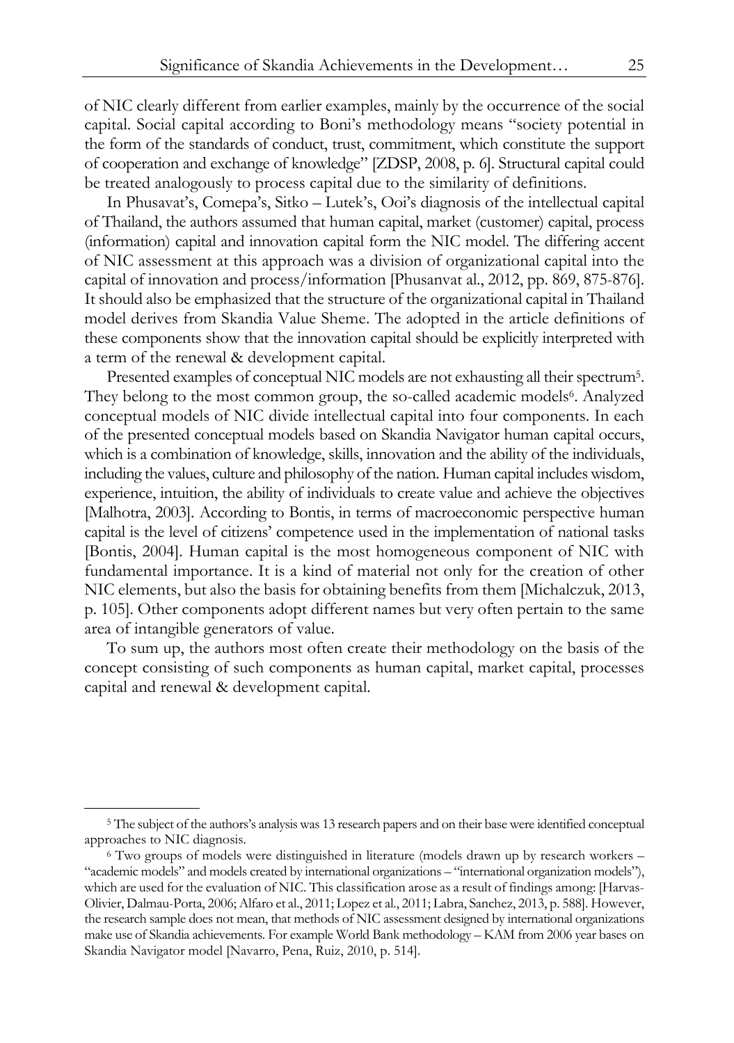of NIC clearly different from earlier examples, mainly by the occurrence of the social capital. Social capital according to Boni's methodology means "society potential in the form of the standards of conduct, trust, commitment, which constitute the support of cooperation and exchange of knowledge" [ZDSP, 2008, p. 6]. Structural capital could be treated analogously to process capital due to the similarity of definitions.

In Phusavat's, Comepa's, Sitko – Lutek's, Ooi's diagnosis of the intellectual capital of Thailand, the authors assumed that human capital, market (customer) capital, process (information) capital and innovation capital form the NIC model. The differing accent of NIC assessment at this approach was a division of organizational capital into the capital of innovation and process/information [Phusanvat al., 2012, pp. 869, 875-876]. It should also be emphasized that the structure of the organizational capital in Thailand model derives from Skandia Value Sheme. The adopted in the article definitions of these components show that the innovation capital should be explicitly interpreted with a term of the renewal & development capital.

Presented examples of conceptual NIC models are not exhausting all their spectrum[5]. They belong to the most common group, the so-called academic models[6]. Analyzed conceptual models of NIC divide intellectual capital into four components. In each of the presented conceptual models based on Skandia Navigator human capital occurs, which is a combination of knowledge, skills, innovation and the ability of the individuals, including the values, culture and philosophy of the nation. Human capital includes wisdom, experience, intuition, the ability of individuals to create value and achieve the objectives [Malhotra, 2003]. According to Bontis, in terms of macroeconomic perspective human capital is the level of citizens' competence used in the implementation of national tasks [Bontis, 2004]. Human capital is the most homogeneous component of NIC with fundamental importance. It is a kind of material not only for the creation of other NIC elements, but also the basis for obtaining benefits from them [Michalczuk, 2013, p. 105]. Other components adopt different names but very often pertain to the same area of intangible generators of value.

To sum up, the authors most often create their methodology on the basis of the concept consisting of such components as human capital, market capital, processes capital and renewal & development capital.

---

[5] The subject of the authors's analysis was 13 research papers and on their base were identified conceptual approaches to NIC diagnosis.

[6] Two groups of models were distinguished in literature (models drawn up by research workers – "academic models" and models created by international organizations – "international organization models"), which are used for the evaluation of NIC. This classification arose as a result of findings among: [Harvas-Olivier, Dalmau-Porta, 2006; Alfaro et al., 2011; Lopez et al., 2011; Labra, Sanchez, 2013, p. 588]. However, the research sample does not mean, that methods of NIC assessment designed by international organizations make use of Skandia achievements. For example World Bank methodology – KAM from 2006 year bases on Skandia Navigator model [Navarro, Pena, Ruiz, 2010, p. 514].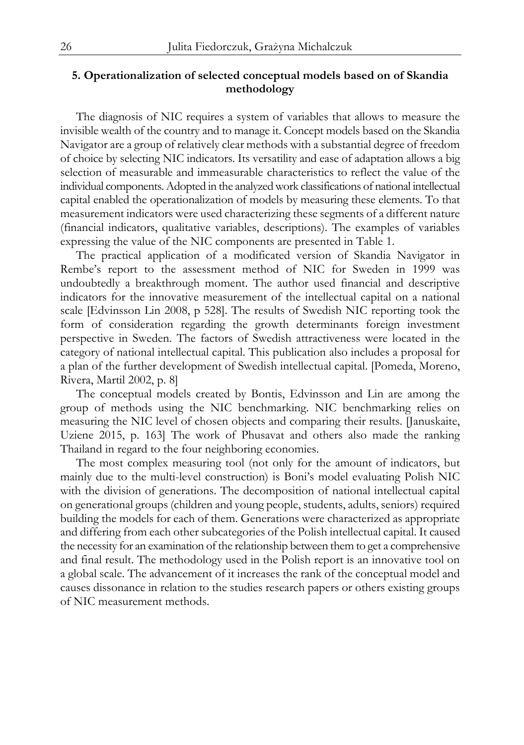## 5. Operationalization of selected conceptual models based on of Skandia methodology

The diagnosis of NIC requires a system of variables that allows to measure the invisible wealth of the country and to manage it. Concept models based on the Skandia Navigator are a group of relatively clear methods with a substantial degree of freedom of choice by selecting NIC indicators. Its versatility and ease of adaptation allows a big selection of measurable and immeasurable characteristics to reflect the value of the individual components. Adopted in the analyzed work classifications of national intellectual capital enabled the operationalization of models by measuring these elements. To that measurement indicators were used characterizing these segments of a different nature (financial indicators, qualitative variables, descriptions). The examples of variables expressing the value of the NIC components are presented in Table 1.

The practical application of a modificated version of Skandia Navigator in Rembe's report to the assessment method of NIC for Sweden in 1999 was undoubtedly a breakthrough moment. The author used financial and descriptive indicators for the innovative measurement of the intellectual capital on a national scale [Edvinsson Lin 2008, p 528]. The results of Swedish NIC reporting took the form of consideration regarding the growth determinants foreign investment perspective in Sweden. The factors of Swedish attractiveness were located in the category of national intellectual capital. This publication also includes a proposal for a plan of the further development of Swedish intellectual capital. [Pomeda, Moreno, Rivera, Martil 2002, p. 8]

The conceptual models created by Bontis, Edvinsson and Lin are among the group of methods using the NIC benchmarking. NIC benchmarking relies on measuring the NIC level of chosen objects and comparing their results. [Januskaite, Uziene 2015, p. 163] The work of Phusavat and others also made the ranking Thailand in regard to the four neighboring economies.

The most complex measuring tool (not only for the amount of indicators, but mainly due to the multi-level construction) is Boni's model evaluating Polish NIC with the division of generations. The decomposition of national intellectual capital on generational groups (children and young people, students, adults, seniors) required building the models for each of them. Generations were characterized as appropriate and differing from each other subcategories of the Polish intellectual capital. It caused the necessity for an examination of the relationship between them to get a comprehensive and final result. The methodology used in the Polish report is an innovative tool on a global scale. The advancement of it increases the rank of the conceptual model and causes dissonance in relation to the studies research papers or others existing groups of NIC measurement methods.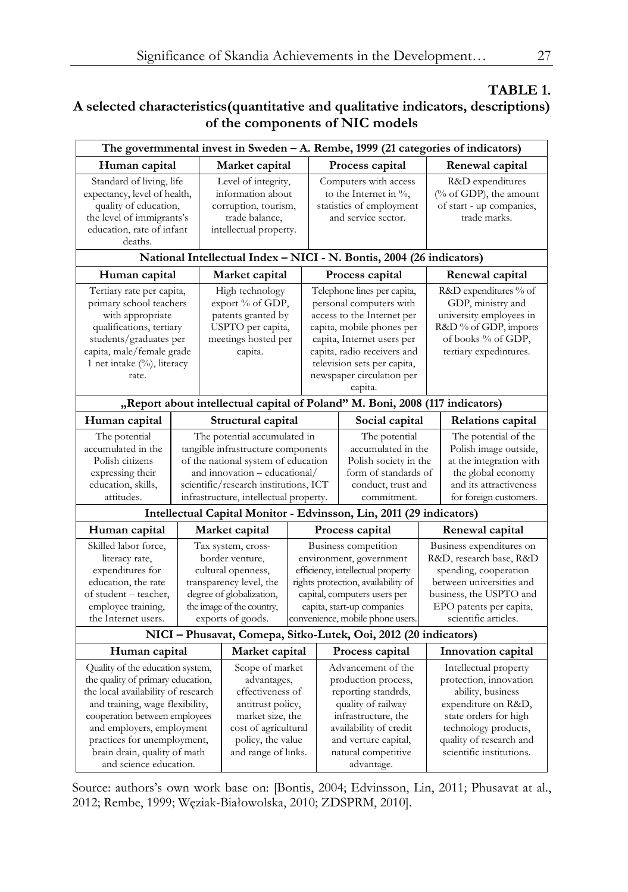**TABLE 1.**

**A selected characteristics(quantitative and qualitative indicators, descriptions) of the components of NIC models**

| The govermmental invest in Sweden – A. Rembe, 1999 (21 categories of indicators) | | | |
|---|---|---|---|
| **Human capital** | **Market capital** | **Process capital** | **Renewal capital** |
| Standard of living, life expectancy, level of health, quality of education, the level of immigrants's education, rate of infant deaths. | Level of integrity, information about corruption, tourism, trade balance, intellectual property. | Computers with access to the Internet in %, statistics of employment and service sector. | R&D expenditures (% of GDP), the amount of start - up companies, trade marks. |
| **National Intellectual Index – NICI - N. Bontis, 2004 (26 indicators)** | | | |
| **Human capital** | **Market capital** | **Process capital** | **Renewal capital** |
| Tertiary rate per capita, primary school teachers with appropriate qualifications, tertiary students/graduates per capita, male/female grade 1 net intake (%), literacy rate. | High technology export % of GDP, patents granted by USPTO per capita, meetings hosted per capita. | Telephone lines per capita, personal computers with access to the Internet per capita, mobile phones per capita, Internet users per capita, radio receivers and television sets per capita, newspaper circulation per capita. | R&D expenditures % of GDP, ministry and university employees in R&D % of GDP, imports of books % of GDP, tertiary expedintures. |
| **„Report about intellectual capital of Poland" M. Boni, 2008 (117 indicators)** | | | |
| **Human capital** | **Structural capital** | **Social capital** | **Relations capital** |
| The potential accumulated in the Polish citizens expressing their education, skills, attitudes. | The potential accumulated in tangible infrastructure components of the national system of education and innovation – educational/ scientific/research institutions, ICT infrastructure, intellectual property. | The potential accumulated in the Polish society in the form of standards of conduct, trust and commitment. | The potential of the Polish image outside, at the integration with the global economy and its attractiveness for foreign customers. |
| **Intellectual Capital Monitor - Edvinsson, Lin, 2011 (29 indicators)** | | | |
| **Human capital** | **Market capital** | **Process capital** | **Renewal capital** |
| Skilled labor force, literacy rate, expenditures for education, the rate of student – teacher, employee training, the Internet users. | Tax system, cross-border venture, cultural openness, transparency level, the degree of globalization, the image of the country, exports of goods. | Business competition environment, government efficiency, intellectual property rights protection, availability of capital, computers users per capita, start-up companies convenience, mobile phone users. | Business expenditures on R&D, research base, R&D spending, cooperation between universities and business, the USPTO and EPO patents per capita, scientific articles. |
| **NICI – Phusavat, Comepa, Sitko-Lutek, Ooi, 2012 (20 indicators)** | | | |
| **Human capital** | **Market capital** | **Process capital** | **Innovation capital** |
| Quality of the education system, the quality of primary education, the local availability of research and training, wage flexibility, cooperation between employees and employers, employment practices for unemployment, brain drain, quality of math and science education. | Scope of market advantages, effectiveness of antitrust policy, market size, the cost of agricultural policy, the value and range of links. | Advancement of the production process, reporting standrds, quality of railway infrastructure, the availability of credit and verture capital, natural competitive advantage. | Intellectual property protection, innovation ability, business expenditure on R&D, state orders for high technology products, quality of research and scientific institutions. |

Source: authors's own work base on: [Bontis, 2004; Edvinsson, Lin, 2011; Phusavat at al., 2012; Rembe, 1999; Węziak-Białowolska, 2010; ZDSPRM, 2010].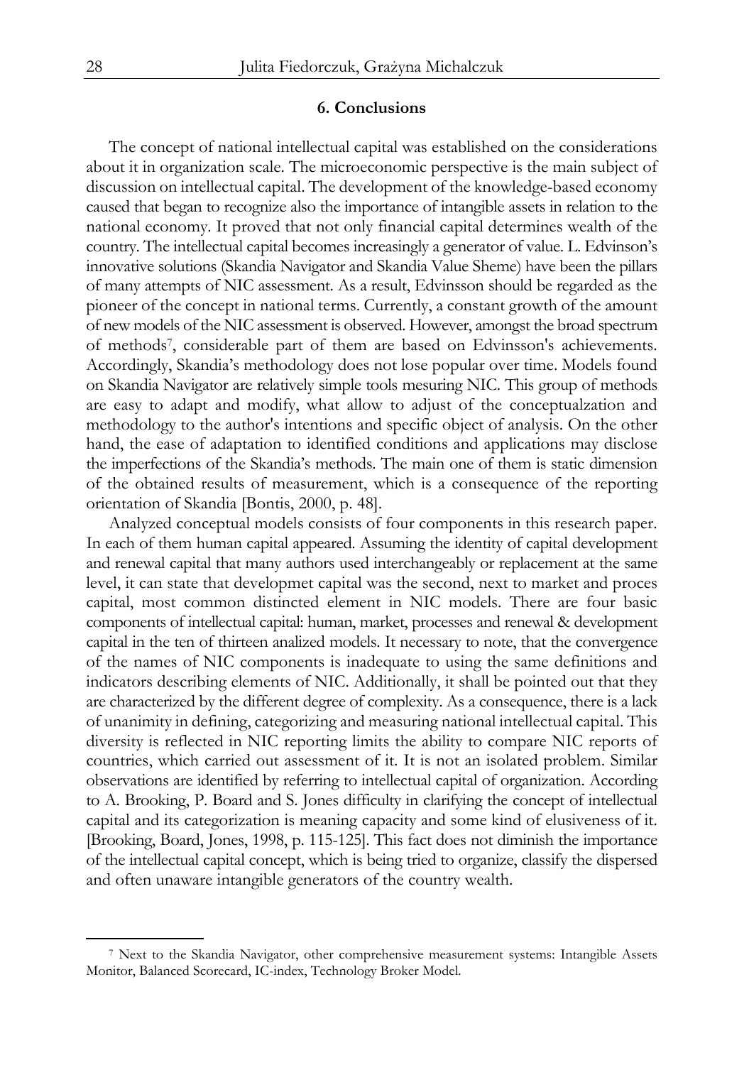## 6. Conclusions

The concept of national intellectual capital was established on the considerations about it in organization scale. The microeconomic perspective is the main subject of discussion on intellectual capital. The development of the knowledge-based economy caused that began to recognize also the importance of intangible assets in relation to the national economy. It proved that not only financial capital determines wealth of the country. The intellectual capital becomes increasingly a generator of value. L. Edvinson's innovative solutions (Skandia Navigator and Skandia Value Sheme) have been the pillars of many attempts of NIC assessment. As a result, Edvinsson should be regarded as the pioneer of the concept in national terms. Currently, a constant growth of the amount of new models of the NIC assessment is observed. However, amongst the broad spectrum of methods[7], considerable part of them are based on Edvinsson's achievements. Accordingly, Skandia's methodology does not lose popular over time. Models found on Skandia Navigator are relatively simple tools mesuring NIC. This group of methods are easy to adapt and modify, what allow to adjust of the conceptualzation and methodology to the author's intentions and specific object of analysis. On the other hand, the ease of adaptation to identified conditions and applications may disclose the imperfections of the Skandia's methods. The main one of them is static dimension of the obtained results of measurement, which is a consequence of the reporting orientation of Skandia [Bontis, 2000, p. 48].

Analyzed conceptual models consists of four components in this research paper. In each of them human capital appeared. Assuming the identity of capital development and renewal capital that many authors used interchangeably or replacement at the same level, it can state that developmet capital was the second, next to market and proces capital, most common distincted element in NIC models. There are four basic components of intellectual capital: human, market, processes and renewal & development capital in the ten of thirteen analized models. It necessary to note, that the convergence of the names of NIC components is inadequate to using the same definitions and indicators describing elements of NIC. Additionally, it shall be pointed out that they are characterized by the different degree of complexity. As a consequence, there is a lack of unanimity in defining, categorizing and measuring national intellectual capital. This diversity is reflected in NIC reporting limits the ability to compare NIC reports of countries, which carried out assessment of it. It is not an isolated problem. Similar observations are identified by referring to intellectual capital of organization. According to A. Brooking, P. Board and S. Jones difficulty in clarifying the concept of intellectual capital and its categorization is meaning capacity and some kind of elusiveness of it. [Brooking, Board, Jones, 1998, p. 115-125]. This fact does not diminish the importance of the intellectual capital concept, which is being tried to organize, classify the dispersed and often unaware intangible generators of the country wealth.

---

[7] Next to the Skandia Navigator, other comprehensive measurement systems: Intangible Assets Monitor, Balanced Scorecard, IC-index, Technology Broker Model.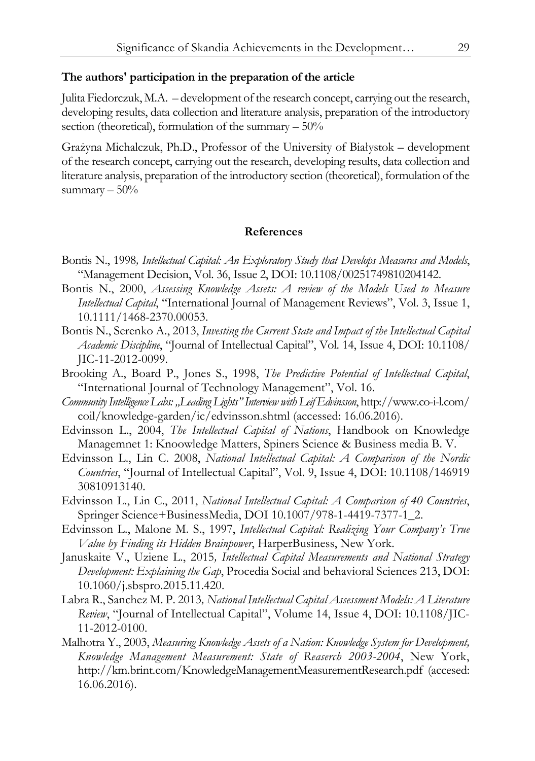**The authors' participation in the preparation of the article**

Julita Fiedorczuk, M.A. – development of the research concept, carrying out the research, developing results, data collection and literature analysis, preparation of the introductory section (theoretical), formulation of the summary – 50%

Grażyna Michalczuk, Ph.D., Professor of the University of Białystok – development of the research concept, carrying out the research, developing results, data collection and literature analysis, preparation of the introductory section (theoretical), formulation of the summary – 50%

## References

Bontis N., 1998*, Intellectual Capital: An Exploratory Study that Develops Measures and Models*, "Management Decision, Vol. 36, Issue 2, DOI: 10.1108/00251749810204142.

Bontis N., 2000, *Assessing Knowledge Assets: A review of the Models Used to Measure Intellectual Capital*, "International Journal of Management Reviews", Vol. 3, Issue 1, 10.1111/1468-2370.00053.

Bontis N., Serenko A., 2013, *Investing the Current State and Impact of the Intellectual Capital Academic Discipline*, "Journal of Intellectual Capital", Vol. 14, Issue 4, DOI: 10.1108/JIC-11-2012-0099.

Brooking A., Board P., Jones S., 1998, *The Predictive Potential of Intellectual Capital*, "International Journal of Technology Management", Vol. 16.

*Community Intelligence Labs: „Leading Lights" Interview with Leif Edvinsson*, http://www.co-i-l.com/coil/knowledge-garden/ic/edvinsson.shtml (accessed: 16.06.2016).

Edvinsson L., 2004, *The Intellectual Capital of Nations*, Handbook on Knowledge Managemnet 1: Knoowledge Matters, Spiners Science & Business media B. V.

Edvinsson L., Lin C. 2008, *National Intellectual Capital: A Comparison of the Nordic Countries*, "Journal of Intellectual Capital", Vol. 9, Issue 4, DOI: 10.1108/14691930810913140.

Edvinsson L., Lin C., 2011, *National Intellectual Capital: A Comparison of 40 Countries*, Springer Science+BusinessMedia, DOI 10.1007/978-1-4419-7377-1_2.

Edvinsson L., Malone M. S., 1997, *Intellectual Capital: Realizing Your Company's True Value by Finding its Hidden Brainpower*, HarperBusiness, New York.

Januskaite V., Uziene L., 2015*, Intellectual Capital Measurements and National Strategy Development: Explaining the Gap*, Procedia Social and behavioral Sciences 213, DOI: 10.1060/j.sbspro.2015.11.420.

Labra R., Sanchez M. P. 2013*, National Intellectual Capital Assessment Models: A Literature Review*, "Journal of Intellectual Capital", Volume 14, Issue 4, DOI: 10.1108/JIC-11-2012-0100.

Malhotra Y., 2003, *Measuring Knowledge Assets of a Nation: Knowledge System for Development, Knowledge Management Measurement: State of Reaserch 2003-2004*, New York, http://km.brint.com/KnowledgeManagementMeasurementResearch.pdf (accesed: 16.06.2016).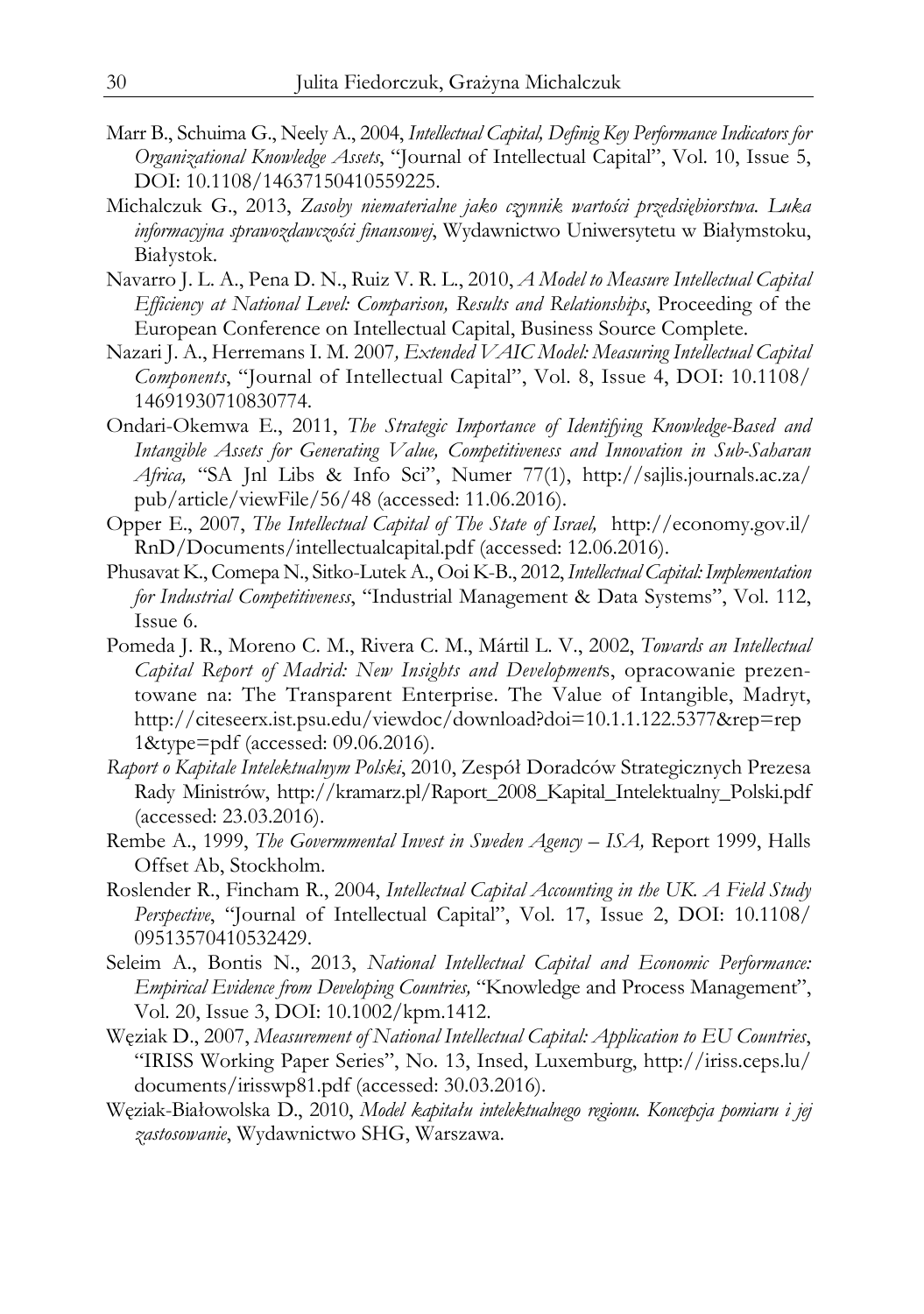Marr B., Schuima G., Neely A., 2004, *Intellectual Capital, Definig Key Performance Indicators for Organizational Knowledge Assets*, "Journal of Intellectual Capital", Vol. 10, Issue 5, DOI: 10.1108/14637150410559225.

Michalczuk G., 2013, *Zasoby niematerialne jako czynnik wartości przedsiębiorstwa. Luka informacyjna sprawozdawczości finansowej*, Wydawnictwo Uniwersytetu w Białymstoku, Białystok.

Navarro J. L. A., Pena D. N., Ruiz V. R. L., 2010, *A Model to Measure Intellectual Capital Efficiency at National Level: Comparison, Results and Relationships*, Proceeding of the European Conference on Intellectual Capital, Business Source Complete.

Nazari J. A., Herremans I. M. 2007*, Extended VAIC Model: Measuring Intellectual Capital Components*, "Journal of Intellectual Capital", Vol. 8, Issue 4, DOI: 10.1108/ 14691930710830774.

Ondari-Okemwa E., 2011, *The Strategic Importance of Identifying Knowledge-Based and Intangible Assets for Generating Value, Competitiveness and Innovation in Sub-Saharan Africa,* "SA Jnl Libs & Info Sci", Numer 77(1), http://sajlis.journals.ac.za/ pub/article/viewFile/56/48 (accessed: 11.06.2016).

Opper E., 2007, *The Intellectual Capital of The State of Israel,* http://economy.gov.il/ RnD/Documents/intellectualcapital.pdf (accessed: 12.06.2016).

Phusavat K., Comepa N., Sitko-Lutek A., Ooi K-B., 2012, *Intellectual Capital: Implementation for Industrial Competitiveness*, "Industrial Management & Data Systems", Vol. 112, Issue 6.

Pomeda J. R., Moreno C. M., Rivera C. M., Mártil L. V., 2002, *Towards an Intellectual Capital Report of Madrid: New Insights and Developments*, opracowanie prezentowane na: The Transparent Enterprise. The Value of Intangible, Madryt, http://citeseerx.ist.psu.edu/viewdoc/download?doi=10.1.1.122.5377&rep=rep 1&type=pdf (accessed: 09.06.2016).

*Raport o Kapitale Intelektualnym Polski*, 2010, Zespół Doradców Strategicznych Prezesa Rady Ministrów, http://kramarz.pl/Raport_2008_Kapital_Intelektualny_Polski.pdf (accessed: 23.03.2016).

Rembe A., 1999, *The Govermmental Invest in Sweden Agency – ISA,* Report 1999, Halls Offset Ab, Stockholm.

Roslender R., Fincham R., 2004, *Intellectual Capital Accounting in the UK. A Field Study Perspective*, "Journal of Intellectual Capital", Vol. 17, Issue 2, DOI: 10.1108/ 09513570410532429.

Seleim A., Bontis N., 2013, *National Intellectual Capital and Economic Performance: Empirical Evidence from Developing Countries,* "Knowledge and Process Management", Vol. 20, Issue 3, DOI: 10.1002/kpm.1412.

Węziak D., 2007, *Measurement of National Intellectual Capital: Application to EU Countries*, "IRISS Working Paper Series", No. 13, Insed, Luxemburg, http://iriss.ceps.lu/ documents/irisswp81.pdf (accessed: 30.03.2016).

Węziak-Białowolska D., 2010, *Model kapitału intelektualnego regionu. Koncepcja pomiaru i jej zastosowanie*, Wydawnictwo SHG, Warszawa.